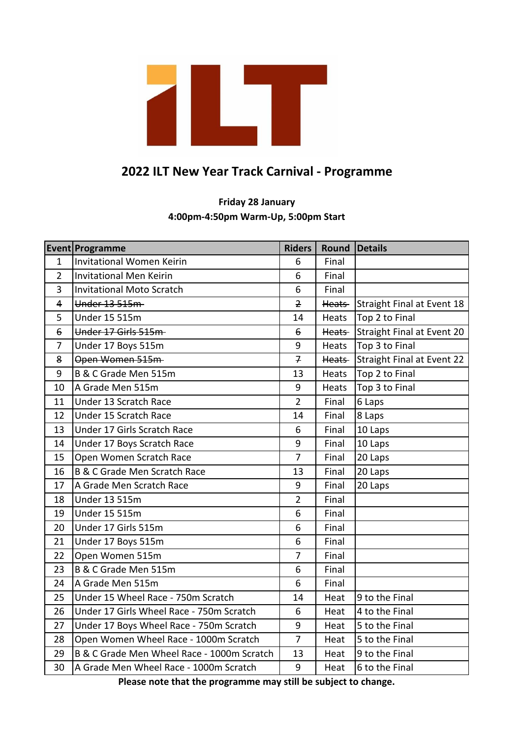# 2022 ILT New Year Track Carnival - Programme

**Friday 28 January**

**4:00pm-4:50pm Warm-Up, 5:00pm Start**

| Event | Programme | Riders | Round | Details |
|---|---|---|---|---|
| 1 | Invitational Women Keirin | 6 | Final | |
| 2 | Invitational Men Keirin | 6 | Final | |
| 3 | Invitational Moto Scratch | 6 | Final | |
| ~~4~~ | ~~Under 13 515m~~ | ~~2~~ | ~~Heats~~ | Straight Final at Event 18 |
| 5 | Under 15 515m | 14 | Heats | Top 2 to Final |
| ~~6~~ | ~~Under 17 Girls 515m~~ | ~~6~~ | ~~Heats~~ | Straight Final at Event 20 |
| 7 | Under 17 Boys 515m | 9 | Heats | Top 3 to Final |
| ~~8~~ | ~~Open Women 515m~~ | ~~7~~ | ~~Heats~~ | Straight Final at Event 22 |
| 9 | B & C Grade Men 515m | 13 | Heats | Top 2 to Final |
| 10 | A Grade Men 515m | 9 | Heats | Top 3 to Final |
| 11 | Under 13 Scratch Race | 2 | Final | 6 Laps |
| 12 | Under 15 Scratch Race | 14 | Final | 8 Laps |
| 13 | Under 17 Girls Scratch Race | 6 | Final | 10 Laps |
| 14 | Under 17 Boys Scratch Race | 9 | Final | 10 Laps |
| 15 | Open Women Scratch Race | 7 | Final | 20 Laps |
| 16 | B & C Grade Men Scratch Race | 13 | Final | 20 Laps |
| 17 | A Grade Men Scratch Race | 9 | Final | 20 Laps |
| 18 | Under 13 515m | 2 | Final | |
| 19 | Under 15 515m | 6 | Final | |
| 20 | Under 17 Girls 515m | 6 | Final | |
| 21 | Under 17 Boys 515m | 6 | Final | |
| 22 | Open Women 515m | 7 | Final | |
| 23 | B & C Grade Men 515m | 6 | Final | |
| 24 | A Grade Men 515m | 6 | Final | |
| 25 | Under 15 Wheel Race - 750m Scratch | 14 | Heat | 9 to the Final |
| 26 | Under 17 Girls Wheel Race - 750m Scratch | 6 | Heat | 4 to the Final |
| 27 | Under 17 Boys Wheel Race - 750m Scratch | 9 | Heat | 5 to the Final |
| 28 | Open Women Wheel Race - 1000m Scratch | 7 | Heat | 5 to the Final |
| 29 | B & C Grade Men Wheel Race - 1000m Scratch | 13 | Heat | 9 to the Final |
| 30 | A Grade Men Wheel Race - 1000m Scratch | 9 | Heat | 6 to the Final |

**Please note that the programme may still be subject to change.**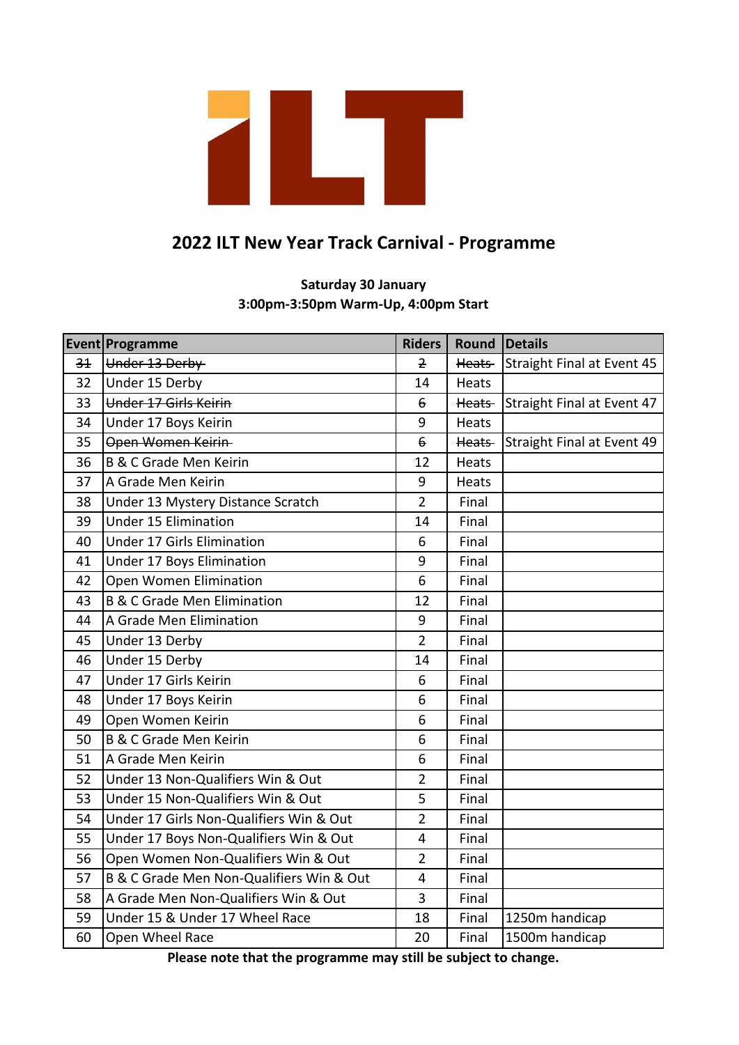# 2022 ILT New Year Track Carnival - Programme

**Saturday 30 January**
**3:00pm-3:50pm Warm-Up, 4:00pm Start**

| Event | Programme | Riders | Round | Details |
|---|---|---|---|---|
| ~~31~~ | ~~Under 13 Derby~~ | ~~2~~ | ~~Heats~~ | Straight Final at Event 45 |
| 32 | Under 15 Derby | 14 | Heats | |
| ~~33~~ | ~~Under 17 Girls Keirin~~ | ~~6~~ | ~~Heats~~ | Straight Final at Event 47 |
| 34 | Under 17 Boys Keirin | 9 | Heats | |
| ~~35~~ | ~~Open Women Keirin~~ | ~~6~~ | ~~Heats~~ | Straight Final at Event 49 |
| 36 | B & C Grade Men Keirin | 12 | Heats | |
| 37 | A Grade Men Keirin | 9 | Heats | |
| 38 | Under 13 Mystery Distance Scratch | 2 | Final | |
| 39 | Under 15 Elimination | 14 | Final | |
| 40 | Under 17 Girls Elimination | 6 | Final | |
| 41 | Under 17 Boys Elimination | 9 | Final | |
| 42 | Open Women Elimination | 6 | Final | |
| 43 | B & C Grade Men Elimination | 12 | Final | |
| 44 | A Grade Men Elimination | 9 | Final | |
| 45 | Under 13 Derby | 2 | Final | |
| 46 | Under 15 Derby | 14 | Final | |
| 47 | Under 17 Girls Keirin | 6 | Final | |
| 48 | Under 17 Boys Keirin | 6 | Final | |
| 49 | Open Women Keirin | 6 | Final | |
| 50 | B & C Grade Men Keirin | 6 | Final | |
| 51 | A Grade Men Keirin | 6 | Final | |
| 52 | Under 13 Non-Qualifiers Win & Out | 2 | Final | |
| 53 | Under 15 Non-Qualifiers Win & Out | 5 | Final | |
| 54 | Under 17 Girls Non-Qualifiers Win & Out | 2 | Final | |
| 55 | Under 17 Boys Non-Qualifiers Win & Out | 4 | Final | |
| 56 | Open Women Non-Qualifiers Win & Out | 2 | Final | |
| 57 | B & C Grade Men Non-Qualifiers Win & Out | 4 | Final | |
| 58 | A Grade Men Non-Qualifiers Win & Out | 3 | Final | |
| 59 | Under 15 & Under 17 Wheel Race | 18 | Final | 1250m handicap |
| 60 | Open Wheel Race | 20 | Final | 1500m handicap |

**Please note that the programme may still be subject to change.**